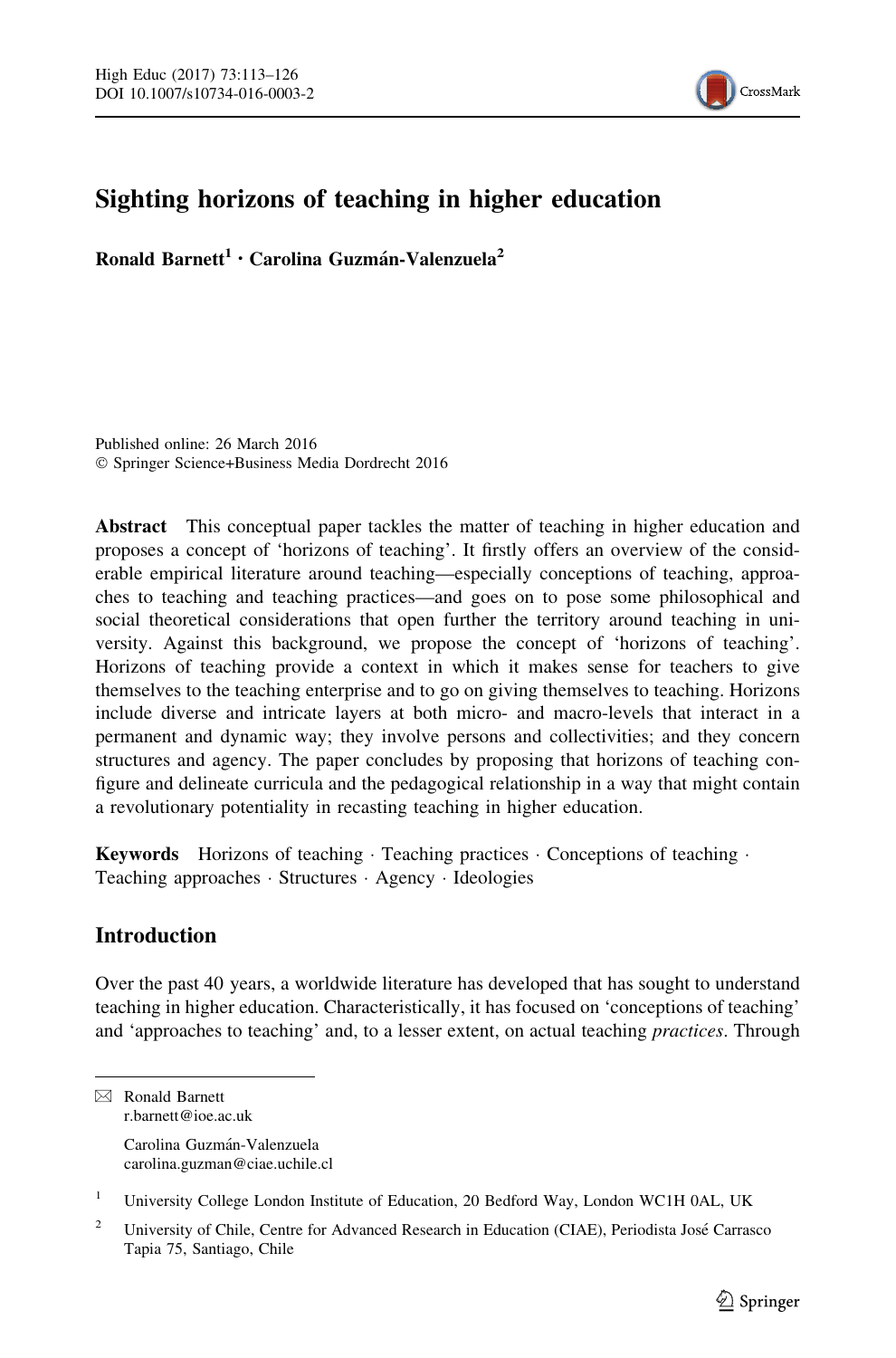# Sighting horizons of teaching in higher education

**Ronald Barnett[1] · Carolina Guzmán-Valenzuela[2]**

Published online: 26 March 2016
© Springer Science+Business Media Dordrecht 2016

**Abstract** This conceptual paper tackles the matter of teaching in higher education and proposes a concept of 'horizons of teaching'. It firstly offers an overview of the considerable empirical literature around teaching—especially conceptions of teaching, approaches to teaching and teaching practices—and goes on to pose some philosophical and social theoretical considerations that open further the territory around teaching in university. Against this background, we propose the concept of 'horizons of teaching'. Horizons of teaching provide a context in which it makes sense for teachers to give themselves to the teaching enterprise and to go on giving themselves to teaching. Horizons include diverse and intricate layers at both micro- and macro-levels that interact in a permanent and dynamic way; they involve persons and collectivities; and they concern structures and agency. The paper concludes by proposing that horizons of teaching configure and delineate curricula and the pedagogical relationship in a way that might contain a revolutionary potentiality in recasting teaching in higher education.

**Keywords** Horizons of teaching · Teaching practices · Conceptions of teaching · Teaching approaches · Structures · Agency · Ideologies

## Introduction

Over the past 40 years, a worldwide literature has developed that has sought to understand teaching in higher education. Characteristically, it has focused on 'conceptions of teaching' and 'approaches to teaching' and, to a lesser extent, on actual teaching *practices*. Through

---

✉ Ronald Barnett
r.barnett@ioe.ac.uk

Carolina Guzmán-Valenzuela
carolina.guzman@ciae.uchile.cl

[1] University College London Institute of Education, 20 Bedford Way, London WC1H 0AL, UK

[2] University of Chile, Centre for Advanced Research in Education (CIAE), Periodista José Carrasco Tapia 75, Santiago, Chile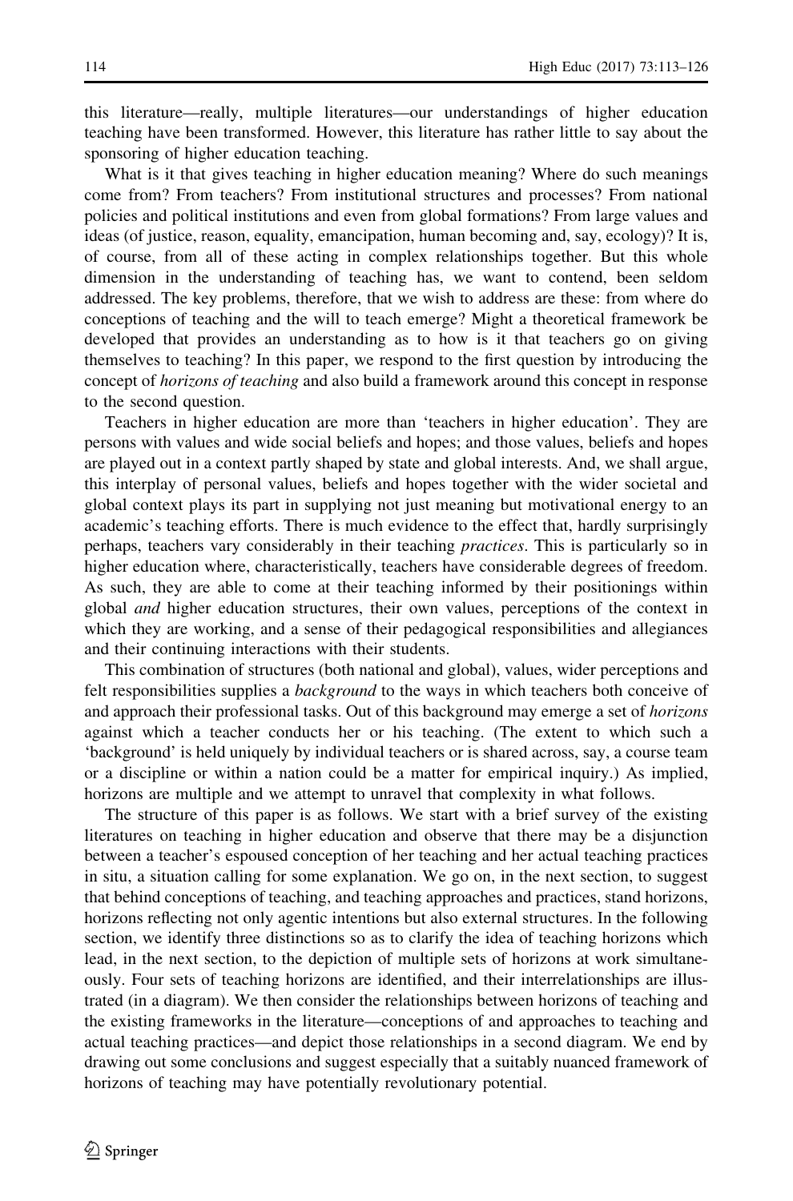this literature—really, multiple literatures—our understandings of higher education teaching have been transformed. However, this literature has rather little to say about the sponsoring of higher education teaching.

What is it that gives teaching in higher education meaning? Where do such meanings come from? From teachers? From institutional structures and processes? From national policies and political institutions and even from global formations? From large values and ideas (of justice, reason, equality, emancipation, human becoming and, say, ecology)? It is, of course, from all of these acting in complex relationships together. But this whole dimension in the understanding of teaching has, we want to contend, been seldom addressed. The key problems, therefore, that we wish to address are these: from where do conceptions of teaching and the will to teach emerge? Might a theoretical framework be developed that provides an understanding as to how is it that teachers go on giving themselves to teaching? In this paper, we respond to the first question by introducing the concept of *horizons of teaching* and also build a framework around this concept in response to the second question.

Teachers in higher education are more than 'teachers in higher education'. They are persons with values and wide social beliefs and hopes; and those values, beliefs and hopes are played out in a context partly shaped by state and global interests. And, we shall argue, this interplay of personal values, beliefs and hopes together with the wider societal and global context plays its part in supplying not just meaning but motivational energy to an academic's teaching efforts. There is much evidence to the effect that, hardly surprisingly perhaps, teachers vary considerably in their teaching *practices*. This is particularly so in higher education where, characteristically, teachers have considerable degrees of freedom. As such, they are able to come at their teaching informed by their positionings within global *and* higher education structures, their own values, perceptions of the context in which they are working, and a sense of their pedagogical responsibilities and allegiances and their continuing interactions with their students.

This combination of structures (both national and global), values, wider perceptions and felt responsibilities supplies a *background* to the ways in which teachers both conceive of and approach their professional tasks. Out of this background may emerge a set of *horizons* against which a teacher conducts her or his teaching. (The extent to which such a 'background' is held uniquely by individual teachers or is shared across, say, a course team or a discipline or within a nation could be a matter for empirical inquiry.) As implied, horizons are multiple and we attempt to unravel that complexity in what follows.

The structure of this paper is as follows. We start with a brief survey of the existing literatures on teaching in higher education and observe that there may be a disjunction between a teacher's espoused conception of her teaching and her actual teaching practices in situ, a situation calling for some explanation. We go on, in the next section, to suggest that behind conceptions of teaching, and teaching approaches and practices, stand horizons, horizons reflecting not only agentic intentions but also external structures. In the following section, we identify three distinctions so as to clarify the idea of teaching horizons which lead, in the next section, to the depiction of multiple sets of horizons at work simultaneously. Four sets of teaching horizons are identified, and their interrelationships are illustrated (in a diagram). We then consider the relationships between horizons of teaching and the existing frameworks in the literature—conceptions of and approaches to teaching and actual teaching practices—and depict those relationships in a second diagram. We end by drawing out some conclusions and suggest especially that a suitably nuanced framework of horizons of teaching may have potentially revolutionary potential.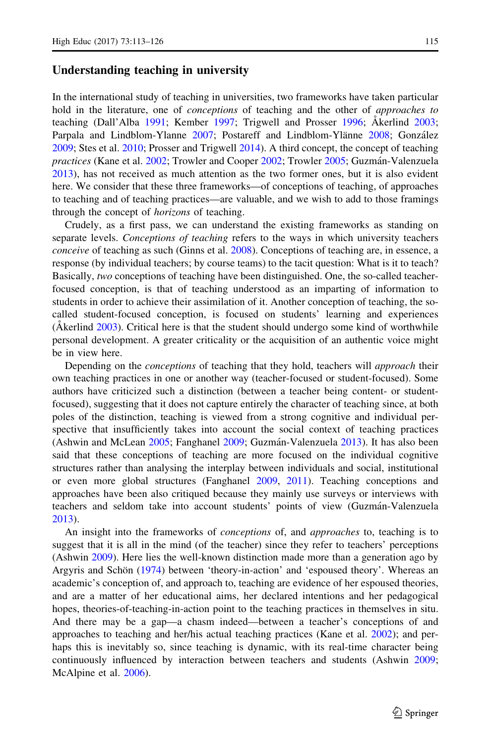## Understanding teaching in university

In the international study of teaching in universities, two frameworks have taken particular hold in the literature, one of *conceptions* of teaching and the other of *approaches to* teaching (Dall'Alba 1991; Kember 1997; Trigwell and Prosser 1996; Åkerlind 2003; Parpala and Lindblom-Ylanne 2007; Postareff and Lindblom-Ylänne 2008; González 2009; Stes et al. 2010; Prosser and Trigwell 2014). A third concept, the concept of teaching *practices* (Kane et al. 2002; Trowler and Cooper 2002; Trowler 2005; Guzmán-Valenzuela 2013), has not received as much attention as the two former ones, but it is also evident here. We consider that these three frameworks—of conceptions of teaching, of approaches to teaching and of teaching practices—are valuable, and we wish to add to those framings through the concept of *horizons* of teaching.

Crudely, as a first pass, we can understand the existing frameworks as standing on separate levels. *Conceptions of teaching* refers to the ways in which university teachers *conceive* of teaching as such (Ginns et al. 2008). Conceptions of teaching are, in essence, a response (by individual teachers; by course teams) to the tacit question: What is it to teach? Basically, *two* conceptions of teaching have been distinguished. One, the so-called teacher-focused conception, is that of teaching understood as an imparting of information to students in order to achieve their assimilation of it. Another conception of teaching, the so-called student-focused conception, is focused on students' learning and experiences (Åkerlind 2003). Critical here is that the student should undergo some kind of worthwhile personal development. A greater criticality or the acquisition of an authentic voice might be in view here.

Depending on the *conceptions* of teaching that they hold, teachers will *approach* their own teaching practices in one or another way (teacher-focused or student-focused). Some authors have criticized such a distinction (between a teacher being content- or student-focused), suggesting that it does not capture entirely the character of teaching since, at both poles of the distinction, teaching is viewed from a strong cognitive and individual perspective that insufficiently takes into account the social context of teaching practices (Ashwin and McLean 2005; Fanghanel 2009; Guzmán-Valenzuela 2013). It has also been said that these conceptions of teaching are more focused on the individual cognitive structures rather than analysing the interplay between individuals and social, institutional or even more global structures (Fanghanel 2009, 2011). Teaching conceptions and approaches have been also critiqued because they mainly use surveys or interviews with teachers and seldom take into account students' points of view (Guzmán-Valenzuela 2013).

An insight into the frameworks of *conceptions* of, and *approaches* to, teaching is to suggest that it is all in the mind (of the teacher) since they refer to teachers' perceptions (Ashwin 2009). Here lies the well-known distinction made more than a generation ago by Argyris and Schön (1974) between 'theory-in-action' and 'espoused theory'. Whereas an academic's conception of, and approach to, teaching are evidence of her espoused theories, and are a matter of her educational aims, her declared intentions and her pedagogical hopes, theories-of-teaching-in-action point to the teaching practices in themselves in situ. And there may be a gap—a chasm indeed—between a teacher's conceptions of and approaches to teaching and her/his actual teaching practices (Kane et al. 2002); and perhaps this is inevitably so, since teaching is dynamic, with its real-time character being continuously influenced by interaction between teachers and students (Ashwin 2009; McAlpine et al. 2006).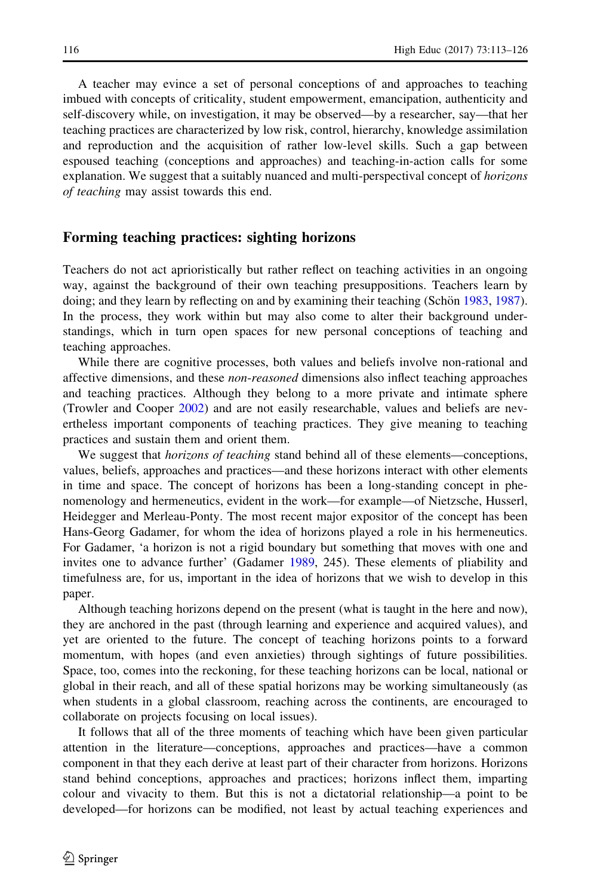A teacher may evince a set of personal conceptions of and approaches to teaching imbued with concepts of criticality, student empowerment, emancipation, authenticity and self-discovery while, on investigation, it may be observed—by a researcher, say—that her teaching practices are characterized by low risk, control, hierarchy, knowledge assimilation and reproduction and the acquisition of rather low-level skills. Such a gap between espoused teaching (conceptions and approaches) and teaching-in-action calls for some explanation. We suggest that a suitably nuanced and multi-perspectival concept of *horizons of teaching* may assist towards this end.

## Forming teaching practices: sighting horizons

Teachers do not act aprioristically but rather reflect on teaching activities in an ongoing way, against the background of their own teaching presuppositions. Teachers learn by doing; and they learn by reflecting on and by examining their teaching (Schön 1983, 1987). In the process, they work within but may also come to alter their background understandings, which in turn open spaces for new personal conceptions of teaching and teaching approaches.

While there are cognitive processes, both values and beliefs involve non-rational and affective dimensions, and these *non-reasoned* dimensions also inflect teaching approaches and teaching practices. Although they belong to a more private and intimate sphere (Trowler and Cooper 2002) and are not easily researchable, values and beliefs are nevertheless important components of teaching practices. They give meaning to teaching practices and sustain them and orient them.

We suggest that *horizons of teaching* stand behind all of these elements—conceptions, values, beliefs, approaches and practices—and these horizons interact with other elements in time and space. The concept of horizons has been a long-standing concept in phenomenology and hermeneutics, evident in the work—for example—of Nietzsche, Husserl, Heidegger and Merleau-Ponty. The most recent major expositor of the concept has been Hans-Georg Gadamer, for whom the idea of horizons played a role in his hermeneutics. For Gadamer, 'a horizon is not a rigid boundary but something that moves with one and invites one to advance further' (Gadamer 1989, 245). These elements of pliability and timefulness are, for us, important in the idea of horizons that we wish to develop in this paper.

Although teaching horizons depend on the present (what is taught in the here and now), they are anchored in the past (through learning and experience and acquired values), and yet are oriented to the future. The concept of teaching horizons points to a forward momentum, with hopes (and even anxieties) through sightings of future possibilities. Space, too, comes into the reckoning, for these teaching horizons can be local, national or global in their reach, and all of these spatial horizons may be working simultaneously (as when students in a global classroom, reaching across the continents, are encouraged to collaborate on projects focusing on local issues).

It follows that all of the three moments of teaching which have been given particular attention in the literature—conceptions, approaches and practices—have a common component in that they each derive at least part of their character from horizons. Horizons stand behind conceptions, approaches and practices; horizons inflect them, imparting colour and vivacity to them. But this is not a dictatorial relationship—a point to be developed—for horizons can be modified, not least by actual teaching experiences and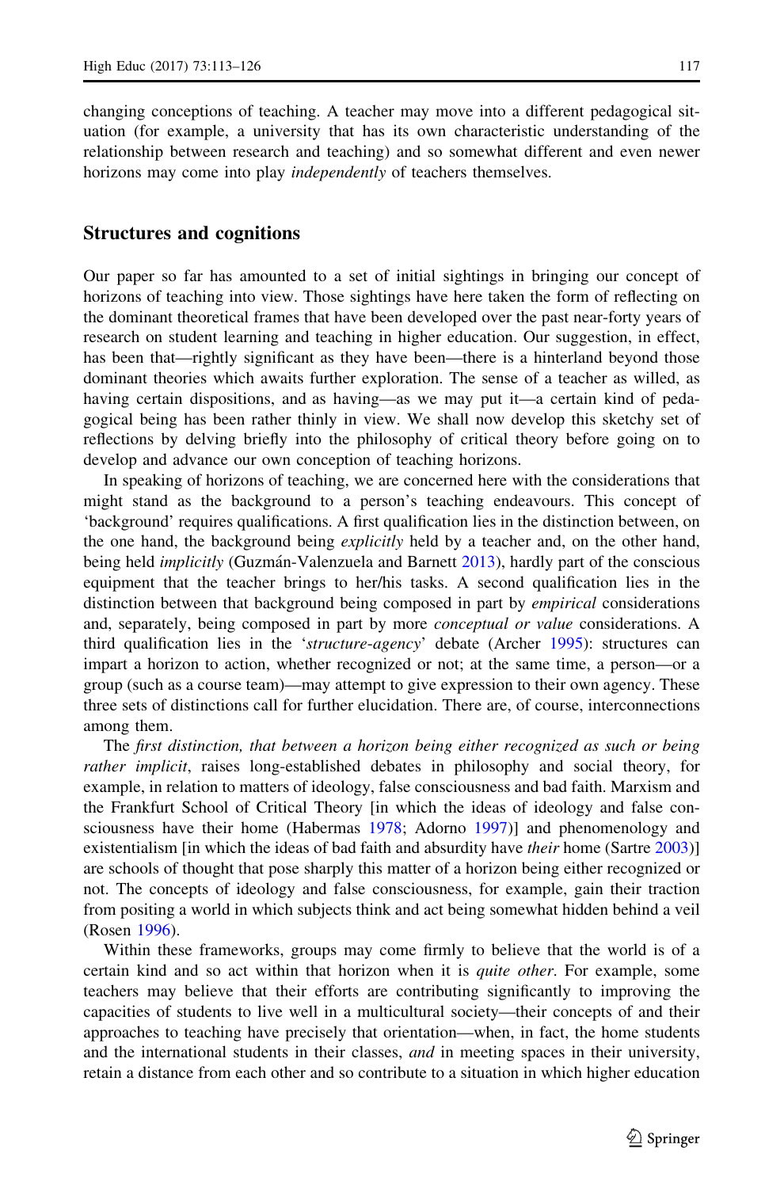changing conceptions of teaching. A teacher may move into a different pedagogical situation (for example, a university that has its own characteristic understanding of the relationship between research and teaching) and so somewhat different and even newer horizons may come into play *independently* of teachers themselves.

## Structures and cognitions

Our paper so far has amounted to a set of initial sightings in bringing our concept of horizons of teaching into view. Those sightings have here taken the form of reflecting on the dominant theoretical frames that have been developed over the past near-forty years of research on student learning and teaching in higher education. Our suggestion, in effect, has been that—rightly significant as they have been—there is a hinterland beyond those dominant theories which awaits further exploration. The sense of a teacher as willed, as having certain dispositions, and as having—as we may put it—a certain kind of pedagogical being has been rather thinly in view. We shall now develop this sketchy set of reflections by delving briefly into the philosophy of critical theory before going on to develop and advance our own conception of teaching horizons.

In speaking of horizons of teaching, we are concerned here with the considerations that might stand as the background to a person's teaching endeavours. This concept of 'background' requires qualifications. A first qualification lies in the distinction between, on the one hand, the background being *explicitly* held by a teacher and, on the other hand, being held *implicitly* (Guzmán-Valenzuela and Barnett 2013), hardly part of the conscious equipment that the teacher brings to her/his tasks. A second qualification lies in the distinction between that background being composed in part by *empirical* considerations and, separately, being composed in part by more *conceptual or value* considerations. A third qualification lies in the '*structure-agency*' debate (Archer 1995): structures can impart a horizon to action, whether recognized or not; at the same time, a person—or a group (such as a course team)—may attempt to give expression to their own agency. These three sets of distinctions call for further elucidation. There are, of course, interconnections among them.

The *first distinction, that between a horizon being either recognized as such or being rather implicit*, raises long-established debates in philosophy and social theory, for example, in relation to matters of ideology, false consciousness and bad faith. Marxism and the Frankfurt School of Critical Theory [in which the ideas of ideology and false consciousness have their home (Habermas 1978; Adorno 1997)] and phenomenology and existentialism [in which the ideas of bad faith and absurdity have *their* home (Sartre 2003)] are schools of thought that pose sharply this matter of a horizon being either recognized or not. The concepts of ideology and false consciousness, for example, gain their traction from positing a world in which subjects think and act being somewhat hidden behind a veil (Rosen 1996).

Within these frameworks, groups may come firmly to believe that the world is of a certain kind and so act within that horizon when it is *quite other*. For example, some teachers may believe that their efforts are contributing significantly to improving the capacities of students to live well in a multicultural society—their concepts of and their approaches to teaching have precisely that orientation—when, in fact, the home students and the international students in their classes, *and* in meeting spaces in their university, retain a distance from each other and so contribute to a situation in which higher education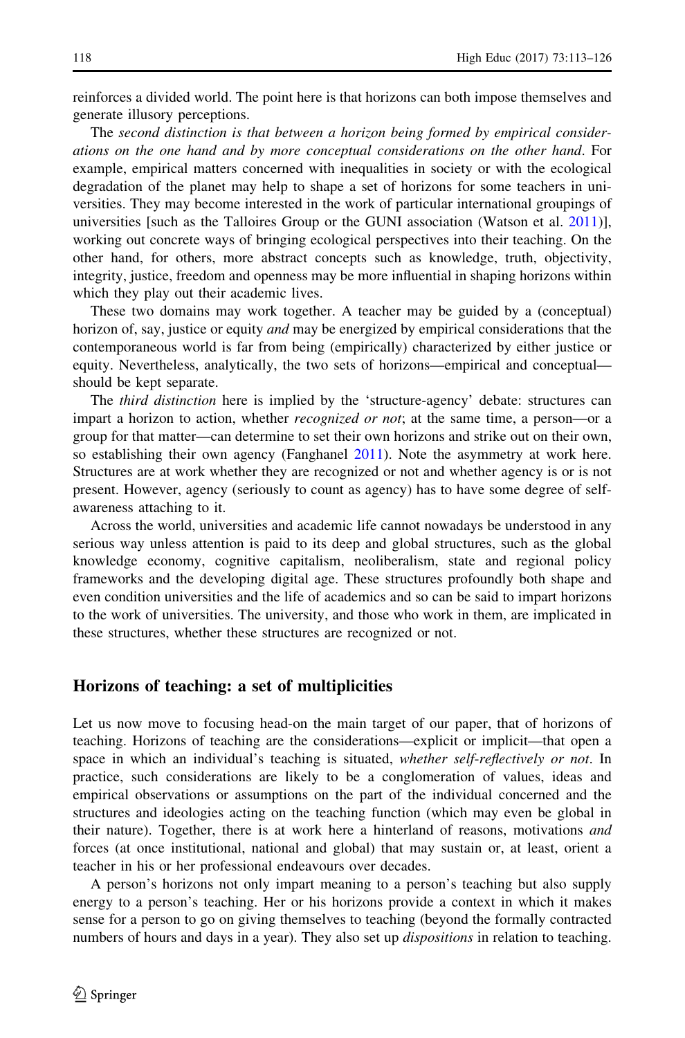reinforces a divided world. The point here is that horizons can both impose themselves and generate illusory perceptions.

The *second distinction is that between a horizon being formed by empirical considerations on the one hand and by more conceptual considerations on the other hand*. For example, empirical matters concerned with inequalities in society or with the ecological degradation of the planet may help to shape a set of horizons for some teachers in universities. They may become interested in the work of particular international groupings of universities [such as the Talloires Group or the GUNI association (Watson et al. 2011)], working out concrete ways of bringing ecological perspectives into their teaching. On the other hand, for others, more abstract concepts such as knowledge, truth, objectivity, integrity, justice, freedom and openness may be more influential in shaping horizons within which they play out their academic lives.

These two domains may work together. A teacher may be guided by a (conceptual) horizon of, say, justice or equity *and* may be energized by empirical considerations that the contemporaneous world is far from being (empirically) characterized by either justice or equity. Nevertheless, analytically, the two sets of horizons—empirical and conceptual—should be kept separate.

The *third distinction* here is implied by the 'structure-agency' debate: structures can impart a horizon to action, whether *recognized or not*; at the same time, a person—or a group for that matter—can determine to set their own horizons and strike out on their own, so establishing their own agency (Fanghanel 2011). Note the asymmetry at work here. Structures are at work whether they are recognized or not and whether agency is or is not present. However, agency (seriously to count as agency) has to have some degree of self-awareness attaching to it.

Across the world, universities and academic life cannot nowadays be understood in any serious way unless attention is paid to its deep and global structures, such as the global knowledge economy, cognitive capitalism, neoliberalism, state and regional policy frameworks and the developing digital age. These structures profoundly both shape and even condition universities and the life of academics and so can be said to impart horizons to the work of universities. The university, and those who work in them, are implicated in these structures, whether these structures are recognized or not.

## Horizons of teaching: a set of multiplicities

Let us now move to focusing head-on the main target of our paper, that of horizons of teaching. Horizons of teaching are the considerations—explicit or implicit—that open a space in which an individual's teaching is situated, *whether self-reflectively or not*. In practice, such considerations are likely to be a conglomeration of values, ideas and empirical observations or assumptions on the part of the individual concerned and the structures and ideologies acting on the teaching function (which may even be global in their nature). Together, there is at work here a hinterland of reasons, motivations *and* forces (at once institutional, national and global) that may sustain or, at least, orient a teacher in his or her professional endeavours over decades.

A person's horizons not only impart meaning to a person's teaching but also supply energy to a person's teaching. Her or his horizons provide a context in which it makes sense for a person to go on giving themselves to teaching (beyond the formally contracted numbers of hours and days in a year). They also set up *dispositions* in relation to teaching.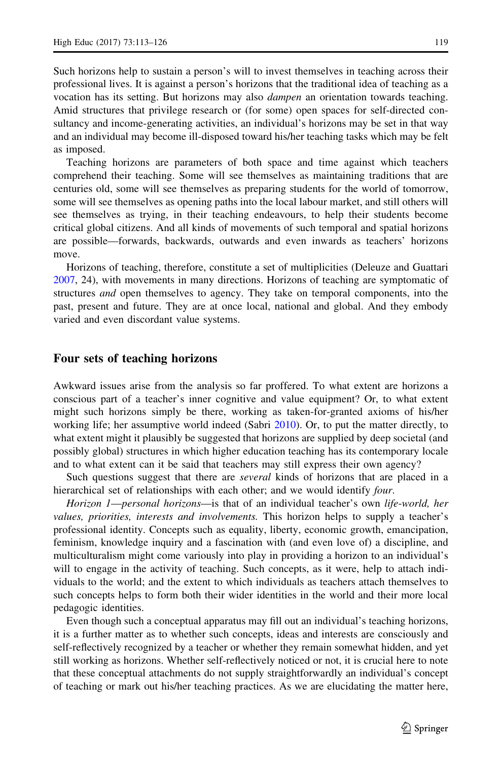Such horizons help to sustain a person's will to invest themselves in teaching across their professional lives. It is against a person's horizons that the traditional idea of teaching as a vocation has its setting. But horizons may also *dampen* an orientation towards teaching. Amid structures that privilege research or (for some) open spaces for self-directed consultancy and income-generating activities, an individual's horizons may be set in that way and an individual may become ill-disposed toward his/her teaching tasks which may be felt as imposed.

Teaching horizons are parameters of both space and time against which teachers comprehend their teaching. Some will see themselves as maintaining traditions that are centuries old, some will see themselves as preparing students for the world of tomorrow, some will see themselves as opening paths into the local labour market, and still others will see themselves as trying, in their teaching endeavours, to help their students become critical global citizens. And all kinds of movements of such temporal and spatial horizons are possible—forwards, backwards, outwards and even inwards as teachers' horizons move.

Horizons of teaching, therefore, constitute a set of multiplicities (Deleuze and Guattari 2007, 24), with movements in many directions. Horizons of teaching are symptomatic of structures *and* open themselves to agency. They take on temporal components, into the past, present and future. They are at once local, national and global. And they embody varied and even discordant value systems.

## Four sets of teaching horizons

Awkward issues arise from the analysis so far proffered. To what extent are horizons a conscious part of a teacher's inner cognitive and value equipment? Or, to what extent might such horizons simply be there, working as taken-for-granted axioms of his/her working life; her assumptive world indeed (Sabri 2010). Or, to put the matter directly, to what extent might it plausibly be suggested that horizons are supplied by deep societal (and possibly global) structures in which higher education teaching has its contemporary locale and to what extent can it be said that teachers may still express their own agency?

Such questions suggest that there are *several* kinds of horizons that are placed in a hierarchical set of relationships with each other; and we would identify *four.*

*Horizon 1—personal horizons*—is that of an individual teacher's own *life-world, her values, priorities, interests and involvements.* This horizon helps to supply a teacher's professional identity. Concepts such as equality, liberty, economic growth, emancipation, feminism, knowledge inquiry and a fascination with (and even love of) a discipline, and multiculturalism might come variously into play in providing a horizon to an individual's will to engage in the activity of teaching. Such concepts, as it were, help to attach individuals to the world; and the extent to which individuals as teachers attach themselves to such concepts helps to form both their wider identities in the world and their more local pedagogic identities.

Even though such a conceptual apparatus may fill out an individual's teaching horizons, it is a further matter as to whether such concepts, ideas and interests are consciously and self-reflectively recognized by a teacher or whether they remain somewhat hidden, and yet still working as horizons. Whether self-reflectively noticed or not, it is crucial here to note that these conceptual attachments do not supply straightforwardly an individual's concept of teaching or mark out his/her teaching practices. As we are elucidating the matter here,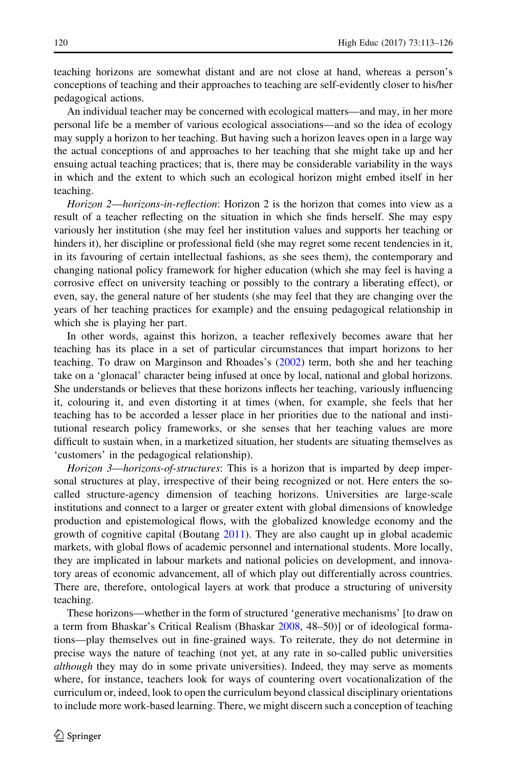teaching horizons are somewhat distant and are not close at hand, whereas a person's conceptions of teaching and their approaches to teaching are self-evidently closer to his/her pedagogical actions.

An individual teacher may be concerned with ecological matters—and may, in her more personal life be a member of various ecological associations—and so the idea of ecology may supply a horizon to her teaching. But having such a horizon leaves open in a large way the actual conceptions of and approaches to her teaching that she might take up and her ensuing actual teaching practices; that is, there may be considerable variability in the ways in which and the extent to which such an ecological horizon might embed itself in her teaching.

*Horizon 2—horizons-in-reflection*: Horizon 2 is the horizon that comes into view as a result of a teacher reflecting on the situation in which she finds herself. She may espy variously her institution (she may feel her institution values and supports her teaching or hinders it), her discipline or professional field (she may regret some recent tendencies in it, in its favouring of certain intellectual fashions, as she sees them), the contemporary and changing national policy framework for higher education (which she may feel is having a corrosive effect on university teaching or possibly to the contrary a liberating effect), or even, say, the general nature of her students (she may feel that they are changing over the years of her teaching practices for example) and the ensuing pedagogical relationship in which she is playing her part.

In other words, against this horizon, a teacher reflexively becomes aware that her teaching has its place in a set of particular circumstances that impart horizons to her teaching. To draw on Marginson and Rhoades's (2002) term, both she and her teaching take on a 'glonacal' character being infused at once by local, national and global horizons. She understands or believes that these horizons inflects her teaching, variously influencing it, colouring it, and even distorting it at times (when, for example, she feels that her teaching has to be accorded a lesser place in her priorities due to the national and institutional research policy frameworks, or she senses that her teaching values are more difficult to sustain when, in a marketized situation, her students are situating themselves as 'customers' in the pedagogical relationship).

*Horizon 3—horizons-of-structures*: This is a horizon that is imparted by deep impersonal structures at play, irrespective of their being recognized or not. Here enters the so-called structure-agency dimension of teaching horizons. Universities are large-scale institutions and connect to a larger or greater extent with global dimensions of knowledge production and epistemological flows, with the globalized knowledge economy and the growth of cognitive capital (Boutang 2011). They are also caught up in global academic markets, with global flows of academic personnel and international students. More locally, they are implicated in labour markets and national policies on development, and innovatory areas of economic advancement, all of which play out differentially across countries. There are, therefore, ontological layers at work that produce a structuring of university teaching.

These horizons—whether in the form of structured 'generative mechanisms' [to draw on a term from Bhaskar's Critical Realism (Bhaskar 2008, 48–50)] or of ideological formations—play themselves out in fine-grained ways. To reiterate, they do not determine in precise ways the nature of teaching (not yet, at any rate in so-called public universities *although* they may do in some private universities). Indeed, they may serve as moments where, for instance, teachers look for ways of countering overt vocationalization of the curriculum or, indeed, look to open the curriculum beyond classical disciplinary orientations to include more work-based learning. There, we might discern such a conception of teaching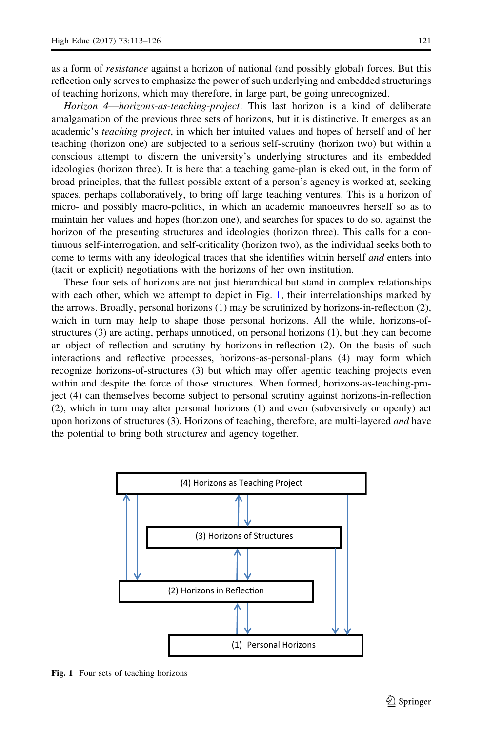as a form of *resistance* against a horizon of national (and possibly global) forces. But this reflection only serves to emphasize the power of such underlying and embedded structurings of teaching horizons, which may therefore, in large part, be going unrecognized.

*Horizon 4—horizons-as-teaching-project*: This last horizon is a kind of deliberate amalgamation of the previous three sets of horizons, but it is distinctive. It emerges as an academic's *teaching project*, in which her intuited values and hopes of herself and of her teaching (horizon one) are subjected to a serious self-scrutiny (horizon two) but within a conscious attempt to discern the university's underlying structures and its embedded ideologies (horizon three). It is here that a teaching game-plan is eked out, in the form of broad principles, that the fullest possible extent of a person's agency is worked at, seeking spaces, perhaps collaboratively, to bring off large teaching ventures. This is a horizon of micro- and possibly macro-politics, in which an academic manoeuvres herself so as to maintain her values and hopes (horizon one), and searches for spaces to do so, against the horizon of the presenting structures and ideologies (horizon three). This calls for a continuous self-interrogation, and self-criticality (horizon two), as the individual seeks both to come to terms with any ideological traces that she identifies within herself *and* enters into (tacit or explicit) negotiations with the horizons of her own institution.

These four sets of horizons are not just hierarchical but stand in complex relationships with each other, which we attempt to depict in Fig. 1, their interrelationships marked by the arrows. Broadly, personal horizons (1) may be scrutinized by horizons-in-reflection (2), which in turn may help to shape those personal horizons. All the while, horizons-of-structures (3) are acting, perhaps unnoticed, on personal horizons (1), but they can become an object of reflection and scrutiny by horizons-in-reflection (2). On the basis of such interactions and reflective processes, horizons-as-personal-plans (4) may form which recognize horizons-of-structures (3) but which may offer agentic teaching projects even within and despite the force of those structures. When formed, horizons-as-teaching-project (4) can themselves become subject to personal scrutiny against horizons-in-reflection (2), which in turn may alter personal horizons (1) and even (subversively or openly) act upon horizons of structures (3). Horizons of teaching, therefore, are multi-layered *and* have the potential to bring both structure*s* and agency together.

(4) Horizons as Teaching Project

(3) Horizons of Structures

(2) Horizons in Reflection

(1) Personal Horizons

**Fig. 1** Four sets of teaching horizons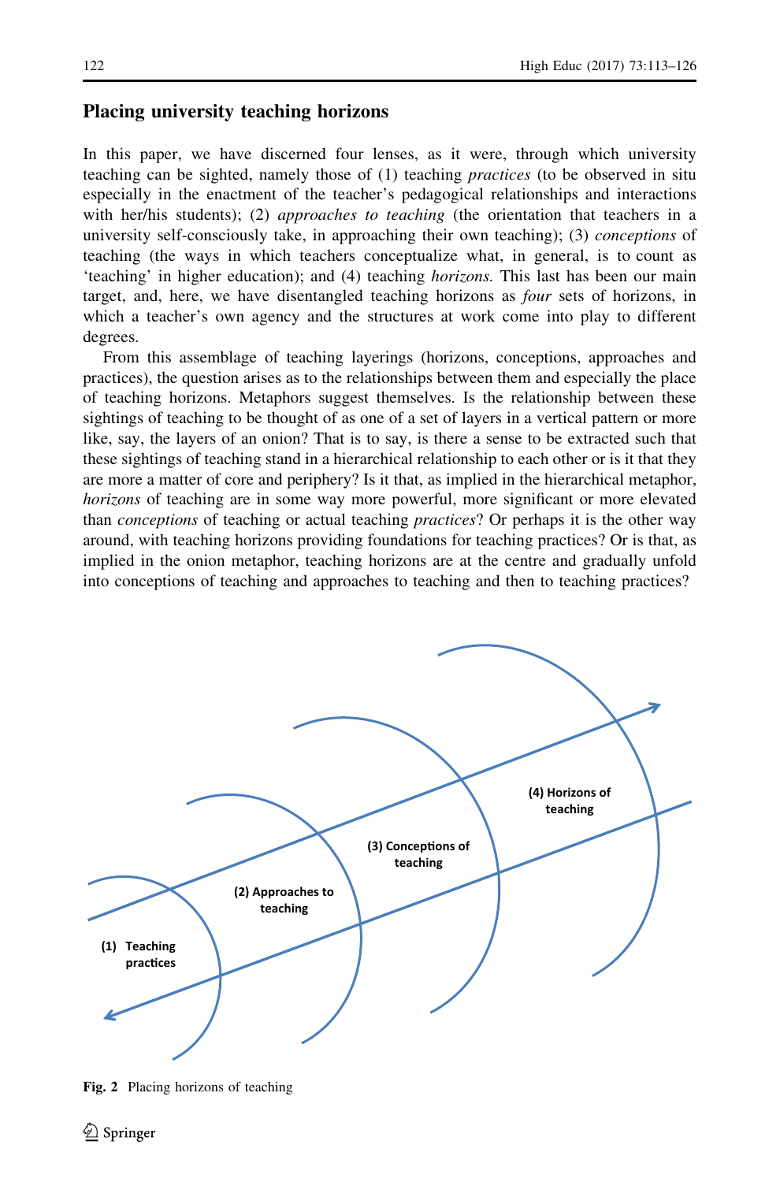## Placing university teaching horizons

In this paper, we have discerned four lenses, as it were, through which university teaching can be sighted, namely those of (1) teaching *practices* (to be observed in situ especially in the enactment of the teacher's pedagogical relationships and interactions with her/his students); (2) *approaches to teaching* (the orientation that teachers in a university self-consciously take, in approaching their own teaching); (3) *conceptions* of teaching (the ways in which teachers conceptualize what, in general, is to count as 'teaching' in higher education); and (4) teaching *horizons.* This last has been our main target, and, here, we have disentangled teaching horizons as *four* sets of horizons, in which a teacher's own agency and the structures at work come into play to different degrees.

From this assemblage of teaching layerings (horizons, conceptions, approaches and practices), the question arises as to the relationships between them and especially the place of teaching horizons. Metaphors suggest themselves. Is the relationship between these sightings of teaching to be thought of as one of a set of layers in a vertical pattern or more like, say, the layers of an onion? That is to say, is there a sense to be extracted such that these sightings of teaching stand in a hierarchical relationship to each other or is it that they are more a matter of core and periphery? Is it that, as implied in the hierarchical metaphor, *horizons* of teaching are in some way more powerful, more significant or more elevated than *conceptions* of teaching or actual teaching *practices*? Or perhaps it is the other way around, with teaching horizons providing foundations for teaching practices? Or is that, as implied in the onion metaphor, teaching horizons are at the centre and gradually unfold into conceptions of teaching and approaches to teaching and then to teaching practices?

(1) Teaching practices

(2) Approaches to teaching

(3) Conceptions of teaching

(4) Horizons of teaching

**Fig. 2** Placing horizons of teaching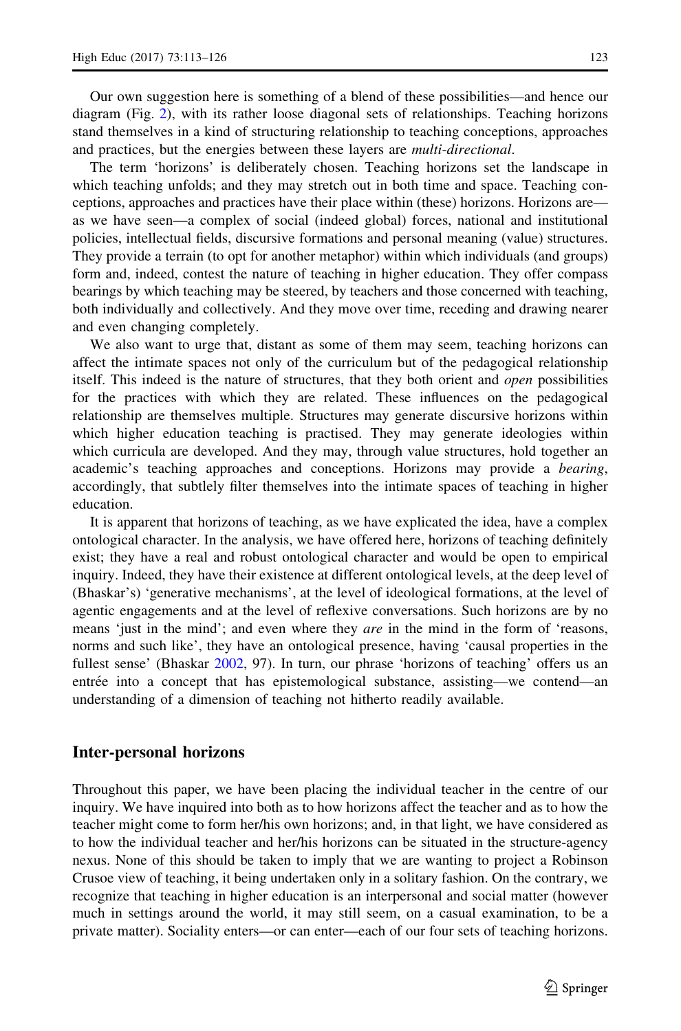Our own suggestion here is something of a blend of these possibilities—and hence our diagram (Fig. 2), with its rather loose diagonal sets of relationships. Teaching horizons stand themselves in a kind of structuring relationship to teaching conceptions, approaches and practices, but the energies between these layers are *multi-directional*.

The term 'horizons' is deliberately chosen. Teaching horizons set the landscape in which teaching unfolds; and they may stretch out in both time and space. Teaching conceptions, approaches and practices have their place within (these) horizons. Horizons are—as we have seen—a complex of social (indeed global) forces, national and institutional policies, intellectual fields, discursive formations and personal meaning (value) structures. They provide a terrain (to opt for another metaphor) within which individuals (and groups) form and, indeed, contest the nature of teaching in higher education. They offer compass bearings by which teaching may be steered, by teachers and those concerned with teaching, both individually and collectively. And they move over time, receding and drawing nearer and even changing completely.

We also want to urge that, distant as some of them may seem, teaching horizons can affect the intimate spaces not only of the curriculum but of the pedagogical relationship itself. This indeed is the nature of structures, that they both orient and *open* possibilities for the practices with which they are related. These influences on the pedagogical relationship are themselves multiple. Structures may generate discursive horizons within which higher education teaching is practised. They may generate ideologies within which curricula are developed. And they may, through value structures, hold together an academic's teaching approaches and conceptions. Horizons may provide a *bearing*, accordingly, that subtlely filter themselves into the intimate spaces of teaching in higher education.

It is apparent that horizons of teaching, as we have explicated the idea, have a complex ontological character. In the analysis, we have offered here, horizons of teaching definitely exist; they have a real and robust ontological character and would be open to empirical inquiry. Indeed, they have their existence at different ontological levels, at the deep level of (Bhaskar's) 'generative mechanisms', at the level of ideological formations, at the level of agentic engagements and at the level of reflexive conversations. Such horizons are by no means 'just in the mind'; and even where they *are* in the mind in the form of 'reasons, norms and such like', they have an ontological presence, having 'causal properties in the fullest sense' (Bhaskar 2002, 97). In turn, our phrase 'horizons of teaching' offers us an entrée into a concept that has epistemological substance, assisting—we contend—an understanding of a dimension of teaching not hitherto readily available.

## Inter-personal horizons

Throughout this paper, we have been placing the individual teacher in the centre of our inquiry. We have inquired into both as to how horizons affect the teacher and as to how the teacher might come to form her/his own horizons; and, in that light, we have considered as to how the individual teacher and her/his horizons can be situated in the structure-agency nexus. None of this should be taken to imply that we are wanting to project a Robinson Crusoe view of teaching, it being undertaken only in a solitary fashion. On the contrary, we recognize that teaching in higher education is an interpersonal and social matter (however much in settings around the world, it may still seem, on a casual examination, to be a private matter). Sociality enters—or can enter—each of our four sets of teaching horizons.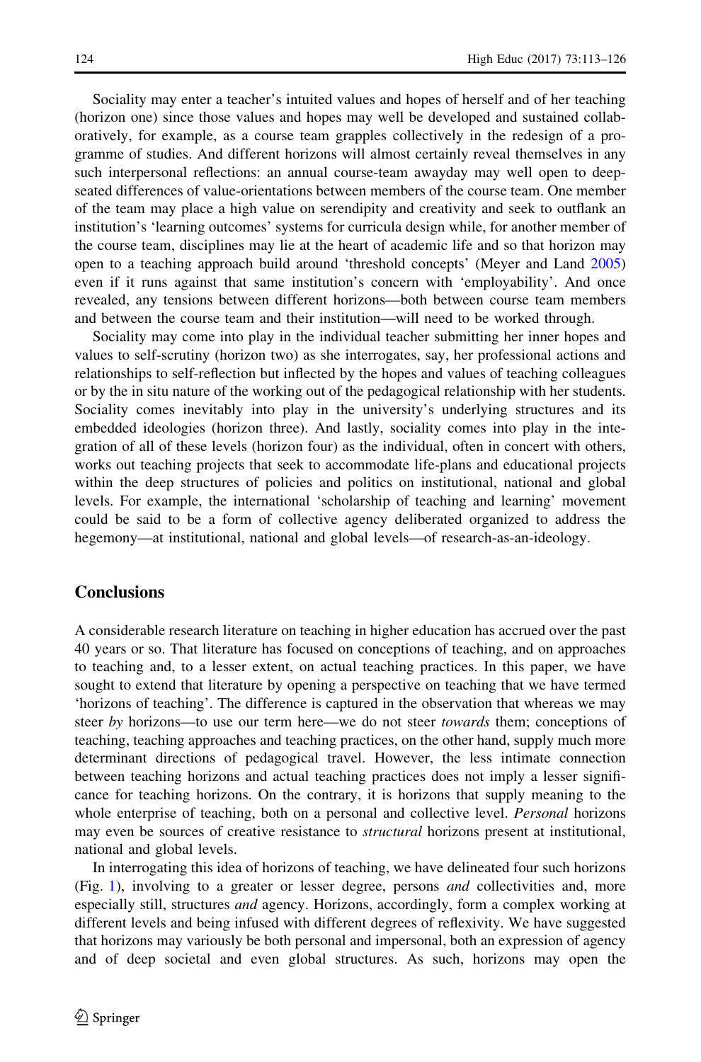Sociality may enter a teacher's intuited values and hopes of herself and of her teaching (horizon one) since those values and hopes may well be developed and sustained collaboratively, for example, as a course team grapples collectively in the redesign of a programme of studies. And different horizons will almost certainly reveal themselves in any such interpersonal reflections: an annual course-team awayday may well open to deep-seated differences of value-orientations between members of the course team. One member of the team may place a high value on serendipity and creativity and seek to outflank an institution's 'learning outcomes' systems for curricula design while, for another member of the course team, disciplines may lie at the heart of academic life and so that horizon may open to a teaching approach build around 'threshold concepts' (Meyer and Land 2005) even if it runs against that same institution's concern with 'employability'. And once revealed, any tensions between different horizons—both between course team members and between the course team and their institution—will need to be worked through.

Sociality may come into play in the individual teacher submitting her inner hopes and values to self-scrutiny (horizon two) as she interrogates, say, her professional actions and relationships to self-reflection but inflected by the hopes and values of teaching colleagues or by the in situ nature of the working out of the pedagogical relationship with her students. Sociality comes inevitably into play in the university's underlying structures and its embedded ideologies (horizon three). And lastly, sociality comes into play in the integration of all of these levels (horizon four) as the individual, often in concert with others, works out teaching projects that seek to accommodate life-plans and educational projects within the deep structures of policies and politics on institutional, national and global levels. For example, the international 'scholarship of teaching and learning' movement could be said to be a form of collective agency deliberated organized to address the hegemony—at institutional, national and global levels—of research-as-an-ideology.

## Conclusions

A considerable research literature on teaching in higher education has accrued over the past 40 years or so. That literature has focused on conceptions of teaching, and on approaches to teaching and, to a lesser extent, on actual teaching practices. In this paper, we have sought to extend that literature by opening a perspective on teaching that we have termed 'horizons of teaching'. The difference is captured in the observation that whereas we may steer *by* horizons—to use our term here—we do not steer *towards* them; conceptions of teaching, teaching approaches and teaching practices, on the other hand, supply much more determinant directions of pedagogical travel. However, the less intimate connection between teaching horizons and actual teaching practices does not imply a lesser significance for teaching horizons. On the contrary, it is horizons that supply meaning to the whole enterprise of teaching, both on a personal and collective level. *Personal* horizons may even be sources of creative resistance to *structural* horizons present at institutional, national and global levels.

In interrogating this idea of horizons of teaching, we have delineated four such horizons (Fig. 1), involving to a greater or lesser degree, persons *and* collectivities and, more especially still, structures *and* agency. Horizons, accordingly, form a complex working at different levels and being infused with different degrees of reflexivity. We have suggested that horizons may variously be both personal and impersonal, both an expression of agency and of deep societal and even global structures. As such, horizons may open the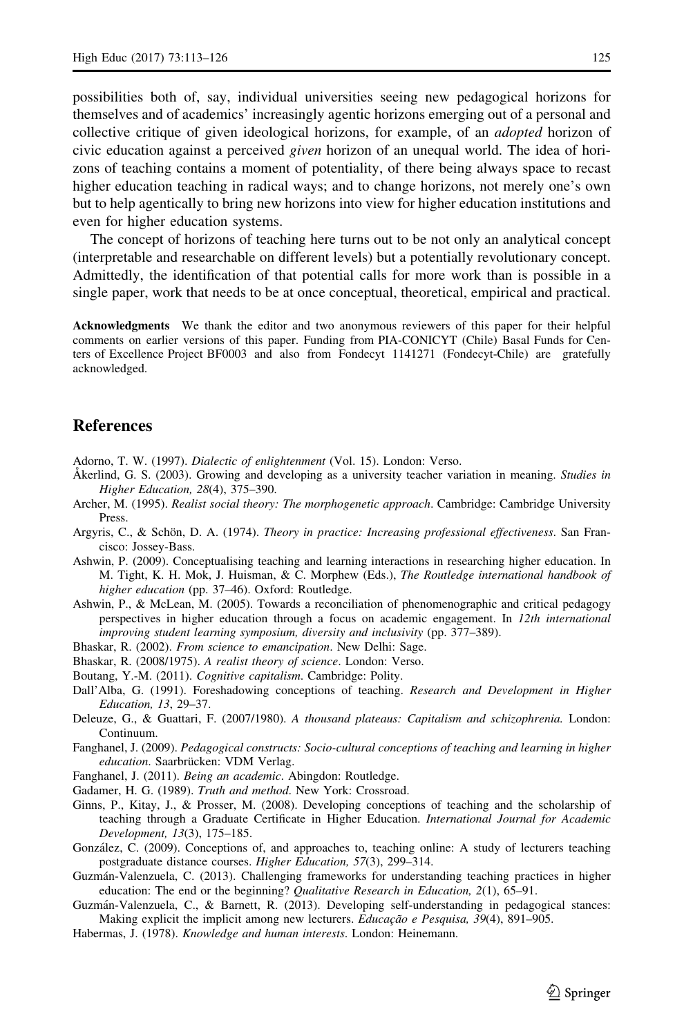possibilities both of, say, individual universities seeing new pedagogical horizons for themselves and of academics' increasingly agentic horizons emerging out of a personal and collective critique of given ideological horizons, for example, of an *adopted* horizon of civic education against a perceived *given* horizon of an unequal world. The idea of horizons of teaching contains a moment of potentiality, of there being always space to recast higher education teaching in radical ways; and to change horizons, not merely one's own but to help agentically to bring new horizons into view for higher education institutions and even for higher education systems.

The concept of horizons of teaching here turns out to be not only an analytical concept (interpretable and researchable on different levels) but a potentially revolutionary concept. Admittedly, the identification of that potential calls for more work than is possible in a single paper, work that needs to be at once conceptual, theoretical, empirical and practical.

**Acknowledgments** We thank the editor and two anonymous reviewers of this paper for their helpful comments on earlier versions of this paper. Funding from PIA-CONICYT (Chile) Basal Funds for Centers of Excellence Project BF0003 and also from Fondecyt 1141271 (Fondecyt-Chile) are gratefully acknowledged.

## References

Adorno, T. W. (1997). *Dialectic of enlightenment* (Vol. 15). London: Verso.

Åkerlind, G. S. (2003). Growing and developing as a university teacher variation in meaning. *Studies in Higher Education, 28*(4), 375–390.

Archer, M. (1995). *Realist social theory: The morphogenetic approach*. Cambridge: Cambridge University Press.

Argyris, C., & Schön, D. A. (1974). *Theory in practice: Increasing professional effectiveness*. San Francisco: Jossey-Bass.

Ashwin, P. (2009). Conceptualising teaching and learning interactions in researching higher education. In M. Tight, K. H. Mok, J. Huisman, & C. Morphew (Eds.), *The Routledge international handbook of higher education* (pp. 37–46). Oxford: Routledge.

Ashwin, P., & McLean, M. (2005). Towards a reconciliation of phenomenographic and critical pedagogy perspectives in higher education through a focus on academic engagement. In *12th international improving student learning symposium, diversity and inclusivity* (pp. 377–389).

Bhaskar, R. (2002). *From science to emancipation*. New Delhi: Sage.

Bhaskar, R. (2008/1975). *A realist theory of science*. London: Verso.

Boutang, Y.-M. (2011). *Cognitive capitalism*. Cambridge: Polity.

Dall'Alba, G. (1991). Foreshadowing conceptions of teaching. *Research and Development in Higher Education, 13*, 29–37.

Deleuze, G., & Guattari, F. (2007/1980). *A thousand plateaus: Capitalism and schizophrenia.* London: Continuum.

Fanghanel, J. (2009). *Pedagogical constructs: Socio-cultural conceptions of teaching and learning in higher education*. Saarbrücken: VDM Verlag.

Fanghanel, J. (2011). *Being an academic*. Abingdon: Routledge.

Gadamer, H. G. (1989). *Truth and method*. New York: Crossroad.

Ginns, P., Kitay, J., & Prosser, M. (2008). Developing conceptions of teaching and the scholarship of teaching through a Graduate Certificate in Higher Education. *International Journal for Academic Development, 13*(3), 175–185.

González, C. (2009). Conceptions of, and approaches to, teaching online: A study of lecturers teaching postgraduate distance courses. *Higher Education, 57*(3), 299–314.

Guzmán-Valenzuela, C. (2013). Challenging frameworks for understanding teaching practices in higher education: The end or the beginning? *Qualitative Research in Education, 2*(1), 65–91.

Guzmán-Valenzuela, C., & Barnett, R. (2013). Developing self-understanding in pedagogical stances: Making explicit the implicit among new lecturers. *Educação e Pesquisa, 39*(4), 891–905.

Habermas, J. (1978). *Knowledge and human interests*. London: Heinemann.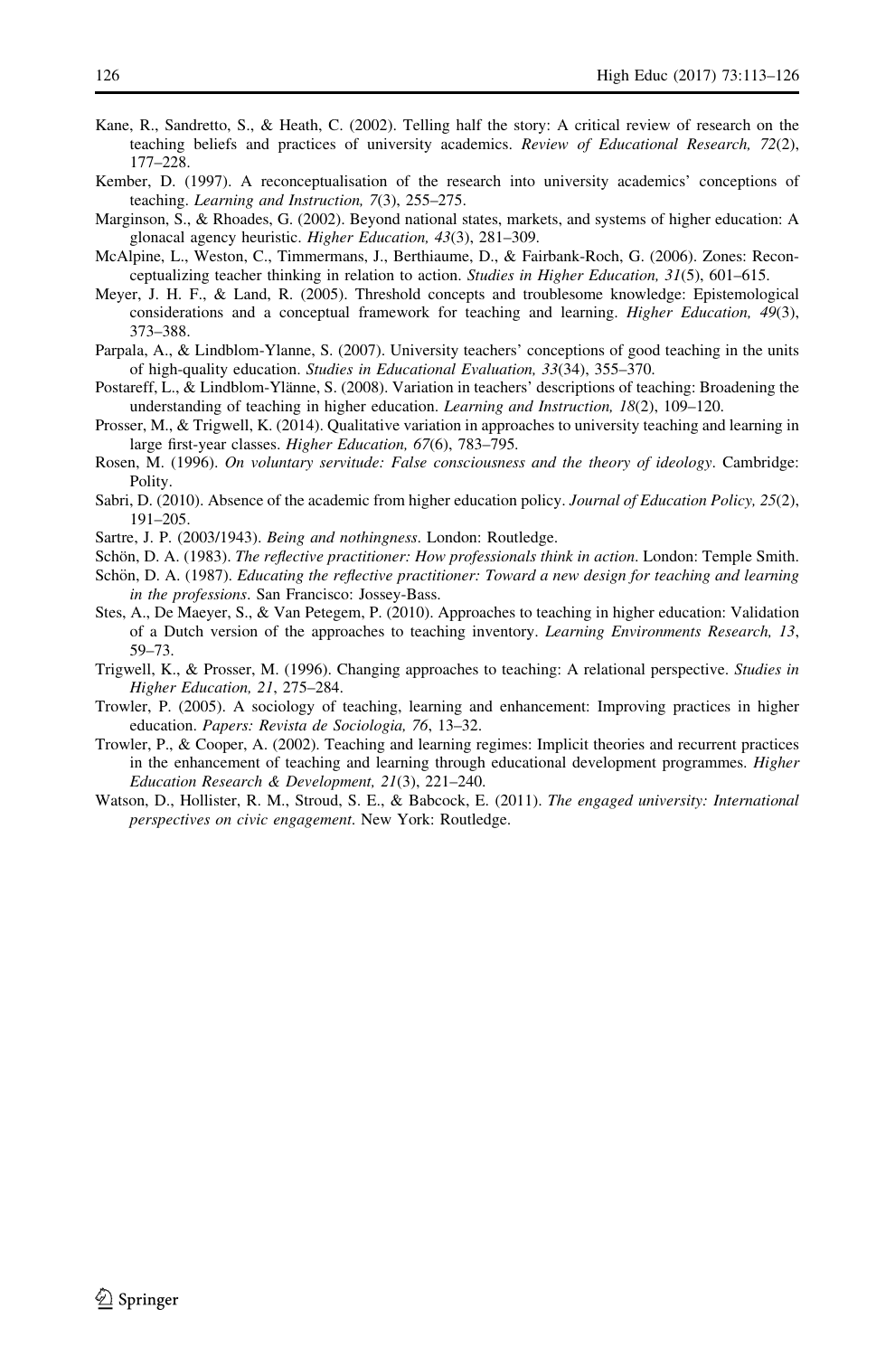Kane, R., Sandretto, S., & Heath, C. (2002). Telling half the story: A critical review of research on the teaching beliefs and practices of university academics. *Review of Educational Research, 72*(2), 177–228.

Kember, D. (1997). A reconceptualisation of the research into university academics' conceptions of teaching. *Learning and Instruction, 7*(3), 255–275.

Marginson, S., & Rhoades, G. (2002). Beyond national states, markets, and systems of higher education: A glonacal agency heuristic. *Higher Education, 43*(3), 281–309.

McAlpine, L., Weston, C., Timmermans, J., Berthiaume, D., & Fairbank-Roch, G. (2006). Zones: Reconceptualizing teacher thinking in relation to action. *Studies in Higher Education, 31*(5), 601–615.

Meyer, J. H. F., & Land, R. (2005). Threshold concepts and troublesome knowledge: Epistemological considerations and a conceptual framework for teaching and learning. *Higher Education, 49*(3), 373–388.

Parpala, A., & Lindblom-Ylanne, S. (2007). University teachers' conceptions of good teaching in the units of high-quality education. *Studies in Educational Evaluation, 33*(34), 355–370.

Postareff, L., & Lindblom-Ylänne, S. (2008). Variation in teachers' descriptions of teaching: Broadening the understanding of teaching in higher education. *Learning and Instruction, 18*(2), 109–120.

Prosser, M., & Trigwell, K. (2014). Qualitative variation in approaches to university teaching and learning in large first-year classes. *Higher Education, 67*(6), 783–795.

Rosen, M. (1996). *On voluntary servitude: False consciousness and the theory of ideology*. Cambridge: Polity.

Sabri, D. (2010). Absence of the academic from higher education policy. *Journal of Education Policy, 25*(2), 191–205.

Sartre, J. P. (2003/1943). *Being and nothingness*. London: Routledge.

Schön, D. A. (1983). *The reflective practitioner: How professionals think in action*. London: Temple Smith.

Schön, D. A. (1987). *Educating the reflective practitioner: Toward a new design for teaching and learning in the professions*. San Francisco: Jossey-Bass.

Stes, A., De Maeyer, S., & Van Petegem, P. (2010). Approaches to teaching in higher education: Validation of a Dutch version of the approaches to teaching inventory. *Learning Environments Research, 13*, 59–73.

Trigwell, K., & Prosser, M. (1996). Changing approaches to teaching: A relational perspective. *Studies in Higher Education, 21*, 275–284.

Trowler, P. (2005). A sociology of teaching, learning and enhancement: Improving practices in higher education. *Papers: Revista de Sociologia, 76*, 13–32.

Trowler, P., & Cooper, A. (2002). Teaching and learning regimes: Implicit theories and recurrent practices in the enhancement of teaching and learning through educational development programmes. *Higher Education Research & Development, 21*(3), 221–240.

Watson, D., Hollister, R. M., Stroud, S. E., & Babcock, E. (2011). *The engaged university: International perspectives on civic engagement*. New York: Routledge.